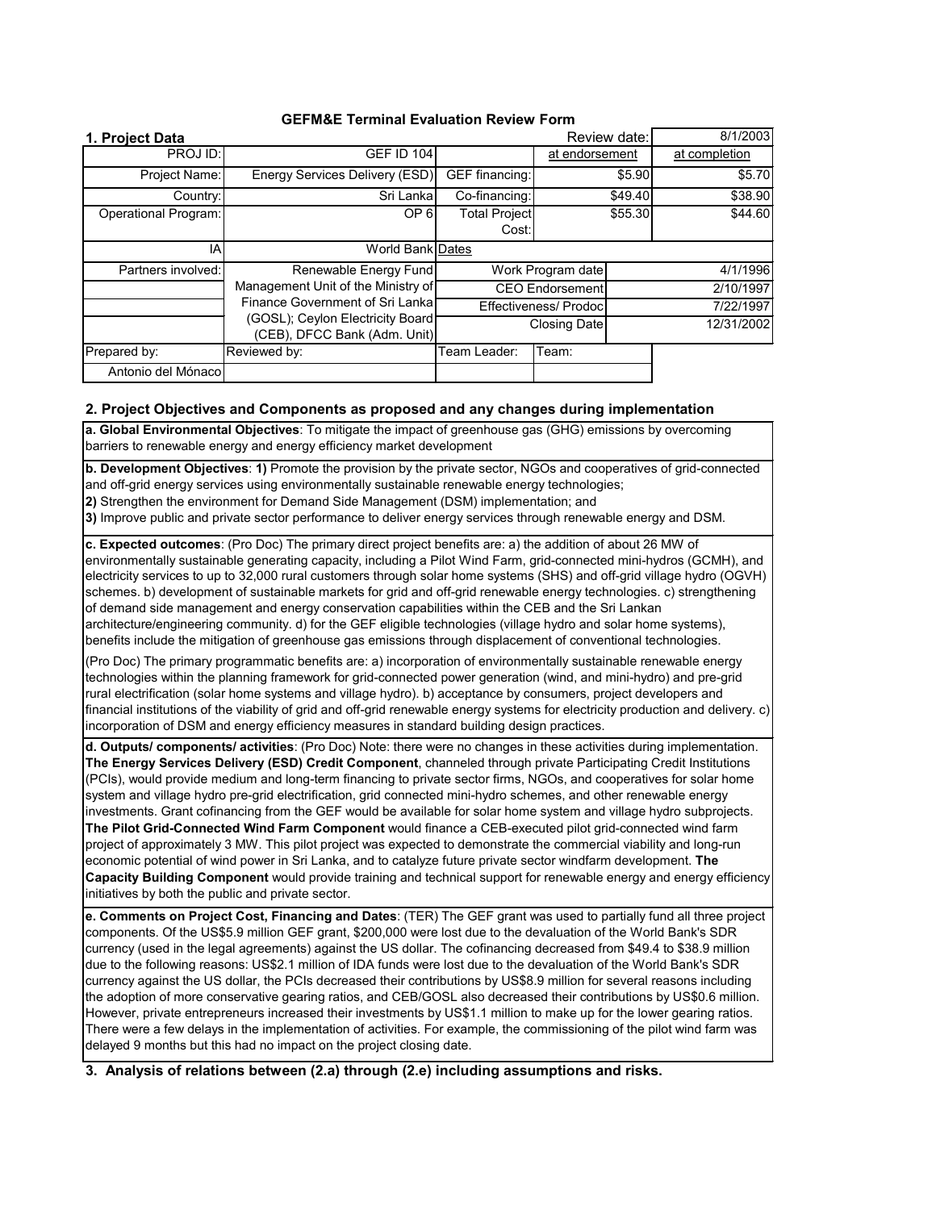# GEFM&E Terminal Evaluation Review Form

## 1. Project Data

| | | | Review date: | | 8/1/2003 |
|---|---|---|---|---|---|
| PROJ ID: | GEF ID 104 | | at endorsement | | at completion |
| Project Name: | Energy Services Delivery (ESD) | GEF financing: | | $5.90 | $5.70 |
| Country: | Sri Lanka | Co-financing: | | $49.40 | $38.90 |
| Operational Program: | OP 6 | Total Project Cost: | | $55.30 | $44.60 |
| IA | World Bank | Dates | | | |
| Partners involved: | Renewable Energy Fund Management Unit of the Ministry of Finance Government of Sri Lanka (GOSL); Ceylon Electricity Board (CEB), DFCC Bank (Adm. Unit) | Work Program date | | | 4/1/1996 |
| | | CEO Endorsement | | | 2/10/1997 |
| | | Effectiveness/ Prodoc | | | 7/22/1997 |
| | | Closing Date | | | 12/31/2002 |
| Prepared by: | Reviewed by: | Team Leader: | Team: | | |
| Antonio del Mónaco | | | | | |

## 2. Project Objectives and Components as proposed and any changes during implementation

**a. Global Environmental Objectives**: To mitigate the impact of greenhouse gas (GHG) emissions by overcoming barriers to renewable energy and energy efficiency market development

**b. Development Objectives**: **1)** Promote the provision by the private sector, NGOs and cooperatives of grid-connected and off-grid energy services using environmentally sustainable renewable energy technologies;
**2)** Strengthen the environment for Demand Side Management (DSM) implementation; and
**3)** Improve public and private sector performance to deliver energy services through renewable energy and DSM.

**c. Expected outcomes**: (Pro Doc) The primary direct project benefits are: a) the addition of about 26 MW of environmentally sustainable generating capacity, including a Pilot Wind Farm, grid-connected mini-hydros (GCMH), and electricity services to up to 32,000 rural customers through solar home systems (SHS) and off-grid village hydro (OGVH) schemes. b) development of sustainable markets for grid and off-grid renewable energy technologies. c) strengthening of demand side management and energy conservation capabilities within the CEB and the Sri Lankan architecture/engineering community. d) for the GEF eligible technologies (village hydro and solar home systems), benefits include the mitigation of greenhouse gas emissions through displacement of conventional technologies.

(Pro Doc) The primary programmatic benefits are: a) incorporation of environmentally sustainable renewable energy technologies within the planning framework for grid-connected power generation (wind, and mini-hydro) and pre-grid rural electrification (solar home systems and village hydro). b) acceptance by consumers, project developers and financial institutions of the viability of grid and off-grid renewable energy systems for electricity production and delivery. c) incorporation of DSM and energy efficiency measures in standard building design practices.

**d. Outputs/ components/ activities**: (Pro Doc) Note: there were no changes in these activities during implementation. **The Energy Services Delivery (ESD) Credit Component**, channeled through private Participating Credit Institutions (PCIs), would provide medium and long-term financing to private sector firms, NGOs, and cooperatives for solar home system and village hydro pre-grid electrification, grid connected mini-hydro schemes, and other renewable energy investments. Grant cofinancing from the GEF would be available for solar home system and village hydro subprojects. **The Pilot Grid-Connected Wind Farm Component** would finance a CEB-executed pilot grid-connected wind farm project of approximately 3 MW. This pilot project was expected to demonstrate the commercial viability and long-run economic potential of wind power in Sri Lanka, and to catalyze future private sector windfarm development. **The Capacity Building Component** would provide training and technical support for renewable energy and energy efficiency initiatives by both the public and private sector.

**e. Comments on Project Cost, Financing and Dates**: (TER) The GEF grant was used to partially fund all three project components. Of the US$5.9 million GEF grant, $200,000 were lost due to the devaluation of the World Bank's SDR currency (used in the legal agreements) against the US dollar. The cofinancing decreased from $49.4 to $38.9 million due to the following reasons: US$2.1 million of IDA funds were lost due to the devaluation of the World Bank's SDR currency against the US dollar, the PCIs decreased their contributions by US$8.9 million for several reasons including the adoption of more conservative gearing ratios, and CEB/GOSL also decreased their contributions by US$0.6 million. However, private entrepreneurs increased their investments by US$1.1 million to make up for the lower gearing ratios. There were a few delays in the implementation of activities. For example, the commissioning of the pilot wind farm was delayed 9 months but this had no impact on the project closing date.

## 3. Analysis of relations between (2.a) through (2.e) including assumptions and risks.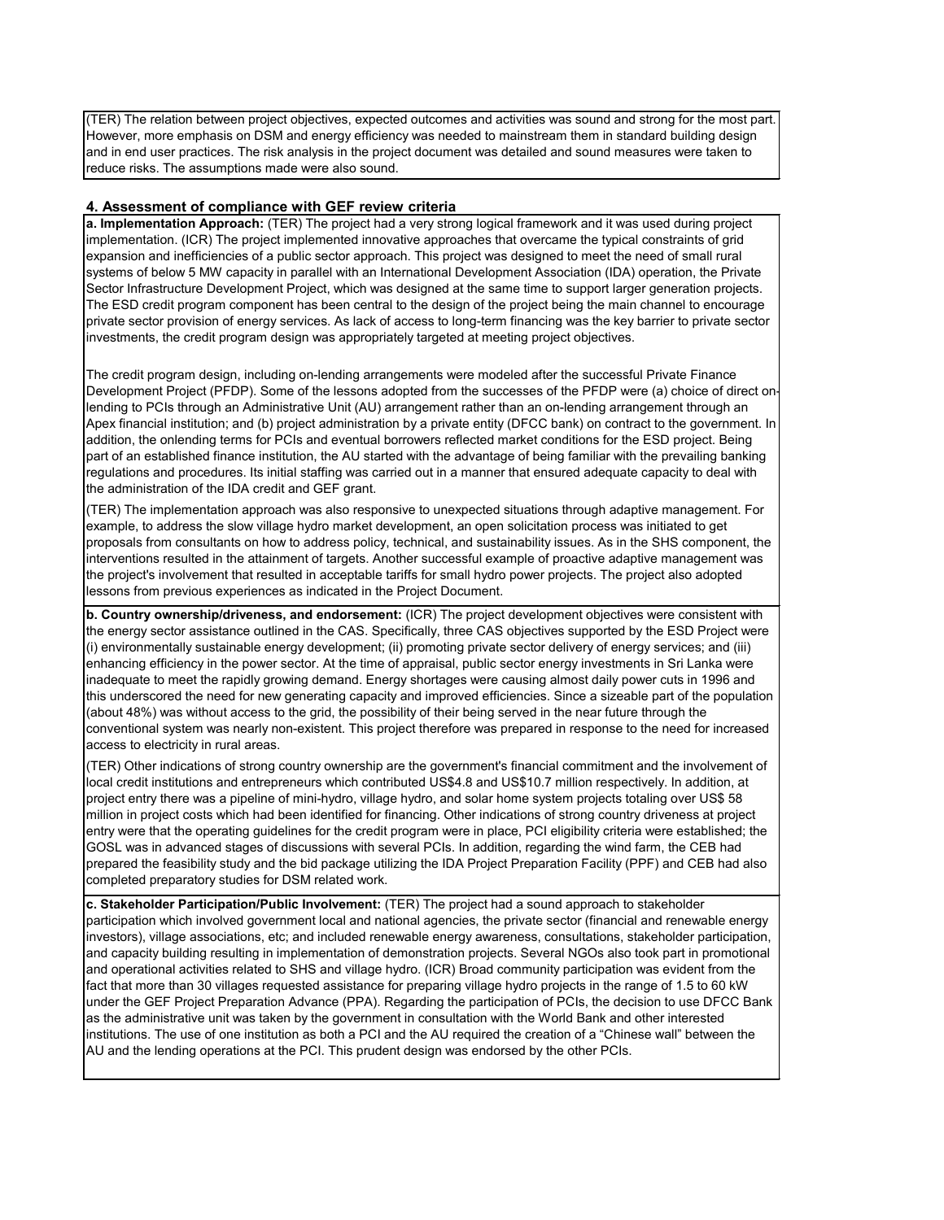(TER) The relation between project objectives, expected outcomes and activities was sound and strong for the most part. However, more emphasis on DSM and energy efficiency was needed to mainstream them in standard building design and in end user practices. The risk analysis in the project document was detailed and sound measures were taken to reduce risks. The assumptions made were also sound.

## 4. Assessment of compliance with GEF review criteria

**a. Implementation Approach:** (TER) The project had a very strong logical framework and it was used during project implementation. (ICR) The project implemented innovative approaches that overcame the typical constraints of grid expansion and inefficiencies of a public sector approach. This project was designed to meet the need of small rural systems of below 5 MW capacity in parallel with an International Development Association (IDA) operation, the Private Sector Infrastructure Development Project, which was designed at the same time to support larger generation projects. The ESD credit program component has been central to the design of the project being the main channel to encourage private sector provision of energy services. As lack of access to long-term financing was the key barrier to private sector investments, the credit program design was appropriately targeted at meeting project objectives.

The credit program design, including on-lending arrangements were modeled after the successful Private Finance Development Project (PFDP). Some of the lessons adopted from the successes of the PFDP were (a) choice of direct on-lending to PCIs through an Administrative Unit (AU) arrangement rather than an on-lending arrangement through an Apex financial institution; and (b) project administration by a private entity (DFCC bank) on contract to the government. In addition, the onlending terms for PCIs and eventual borrowers reflected market conditions for the ESD project. Being part of an established finance institution, the AU started with the advantage of being familiar with the prevailing banking regulations and procedures. Its initial staffing was carried out in a manner that ensured adequate capacity to deal with the administration of the IDA credit and GEF grant.

(TER) The implementation approach was also responsive to unexpected situations through adaptive management. For example, to address the slow village hydro market development, an open solicitation process was initiated to get proposals from consultants on how to address policy, technical, and sustainability issues. As in the SHS component, the interventions resulted in the attainment of targets. Another successful example of proactive adaptive management was the project's involvement that resulted in acceptable tariffs for small hydro power projects. The project also adopted lessons from previous experiences as indicated in the Project Document.

**b. Country ownership/driveness, and endorsement:** (ICR) The project development objectives were consistent with the energy sector assistance outlined in the CAS. Specifically, three CAS objectives supported by the ESD Project were (i) environmentally sustainable energy development; (ii) promoting private sector delivery of energy services; and (iii) enhancing efficiency in the power sector. At the time of appraisal, public sector energy investments in Sri Lanka were inadequate to meet the rapidly growing demand. Energy shortages were causing almost daily power cuts in 1996 and this underscored the need for new generating capacity and improved efficiencies. Since a sizeable part of the population (about 48%) was without access to the grid, the possibility of their being served in the near future through the conventional system was nearly non-existent. This project therefore was prepared in response to the need for increased access to electricity in rural areas.

(TER) Other indications of strong country ownership are the government's financial commitment and the involvement of local credit institutions and entrepreneurs which contributed US$4.8 and US$10.7 million respectively. In addition, at project entry there was a pipeline of mini-hydro, village hydro, and solar home system projects totaling over US$ 58 million in project costs which had been identified for financing. Other indications of strong country driveness at project entry were that the operating guidelines for the credit program were in place, PCI eligibility criteria were established; the GOSL was in advanced stages of discussions with several PCIs. In addition, regarding the wind farm, the CEB had prepared the feasibility study and the bid package utilizing the IDA Project Preparation Facility (PPF) and CEB had also completed preparatory studies for DSM related work.

**c. Stakeholder Participation/Public Involvement:** (TER) The project had a sound approach to stakeholder participation which involved government local and national agencies, the private sector (financial and renewable energy investors), village associations, etc; and included renewable energy awareness, consultations, stakeholder participation, and capacity building resulting in implementation of demonstration projects. Several NGOs also took part in promotional and operational activities related to SHS and village hydro. (ICR) Broad community participation was evident from the fact that more than 30 villages requested assistance for preparing village hydro projects in the range of 1.5 to 60 kW under the GEF Project Preparation Advance (PPA). Regarding the participation of PCIs, the decision to use DFCC Bank as the administrative unit was taken by the government in consultation with the World Bank and other interested institutions. The use of one institution as both a PCI and the AU required the creation of a "Chinese wall" between the AU and the lending operations at the PCI. This prudent design was endorsed by the other PCIs.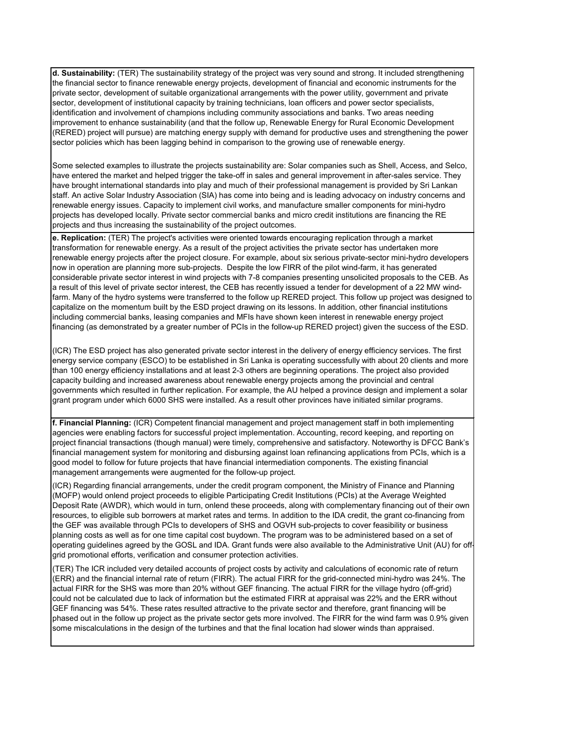**d. Sustainability:** (TER) The sustainability strategy of the project was very sound and strong. It included strengthening the financial sector to finance renewable energy projects, development of financial and economic instruments for the private sector, development of suitable organizational arrangements with the power utility, government and private sector, development of institutional capacity by training technicians, loan officers and power sector specialists, identification and involvement of champions including community associations and banks. Two areas needing improvement to enhance sustainability (and that the follow up, Renewable Energy for Rural Economic Development (RERED) project will pursue) are matching energy supply with demand for productive uses and strengthening the power sector policies which has been lagging behind in comparison to the growing use of renewable energy.

Some selected examples to illustrate the projects sustainability are: Solar companies such as Shell, Access, and Selco, have entered the market and helped trigger the take-off in sales and general improvement in after-sales service. They have brought international standards into play and much of their professional management is provided by Sri Lankan staff. An active Solar Industry Association (SIA) has come into being and is leading advocacy on industry concerns and renewable energy issues. Capacity to implement civil works, and manufacture smaller components for mini-hydro projects has developed locally. Private sector commercial banks and micro credit institutions are financing the RE projects and thus increasing the sustainability of the project outcomes.

**e. Replication:** (TER) The project's activities were oriented towards encouraging replication through a market transformation for renewable energy. As a result of the project activities the private sector has undertaken more renewable energy projects after the project closure. For example, about six serious private-sector mini-hydro developers now in operation are planning more sub-projects. Despite the low FIRR of the pilot wind-farm, it has generated considerable private sector interest in wind projects with 7-8 companies presenting unsolicited proposals to the CEB. As a result of this level of private sector interest, the CEB has recently issued a tender for development of a 22 MW wind-farm. Many of the hydro systems were transferred to the follow up RERED project. This follow up project was designed to capitalize on the momentum built by the ESD project drawing on its lessons. In addition, other financial institutions including commercial banks, leasing companies and MFIs have shown keen interest in renewable energy project financing (as demonstrated by a greater number of PCIs in the follow-up RERED project) given the success of the ESD.

(ICR) The ESD project has also generated private sector interest in the delivery of energy efficiency services. The first energy service company (ESCO) to be established in Sri Lanka is operating successfully with about 20 clients and more than 100 energy efficiency installations and at least 2-3 others are beginning operations. The project also provided capacity building and increased awareness about renewable energy projects among the provincial and central governments which resulted in further replication. For example, the AU helped a province design and implement a solar grant program under which 6000 SHS were installed. As a result other provinces have initiated similar programs.

**f. Financial Planning:** (ICR) Competent financial management and project management staff in both implementing agencies were enabling factors for successful project implementation. Accounting, record keeping, and reporting on project financial transactions (though manual) were timely, comprehensive and satisfactory. Noteworthy is DFCC Bank's financial management system for monitoring and disbursing against loan refinancing applications from PCIs, which is a good model to follow for future projects that have financial intermediation components. The existing financial management arrangements were augmented for the follow-up project.

(ICR) Regarding financial arrangements, under the credit program component, the Ministry of Finance and Planning (MOFP) would onlend project proceeds to eligible Participating Credit Institutions (PCIs) at the Average Weighted Deposit Rate (AWDR), which would in turn, onlend these proceeds, along with complementary financing out of their own resources, to eligible sub borrowers at market rates and terms. In addition to the IDA credit, the grant co-financing from the GEF was available through PCIs to developers of SHS and OGVH sub-projects to cover feasibility or business planning costs as well as for one time capital cost buydown. The program was to be administered based on a set of operating guidelines agreed by the GOSL and IDA. Grant funds were also available to the Administrative Unit (AU) for off-grid promotional efforts, verification and consumer protection activities.

(TER) The ICR included very detailed accounts of project costs by activity and calculations of economic rate of return (ERR) and the financial internal rate of return (FIRR). The actual FIRR for the grid-connected mini-hydro was 24%. The actual FIRR for the SHS was more than 20% without GEF financing. The actual FIRR for the village hydro (off-grid) could not be calculated due to lack of information but the estimated FIRR at appraisal was 22% and the ERR without GEF financing was 54%. These rates resulted attractive to the private sector and therefore, grant financing will be phased out in the follow up project as the private sector gets more involved. The FIRR for the wind farm was 0.9% given some miscalculations in the design of the turbines and that the final location had slower winds than appraised.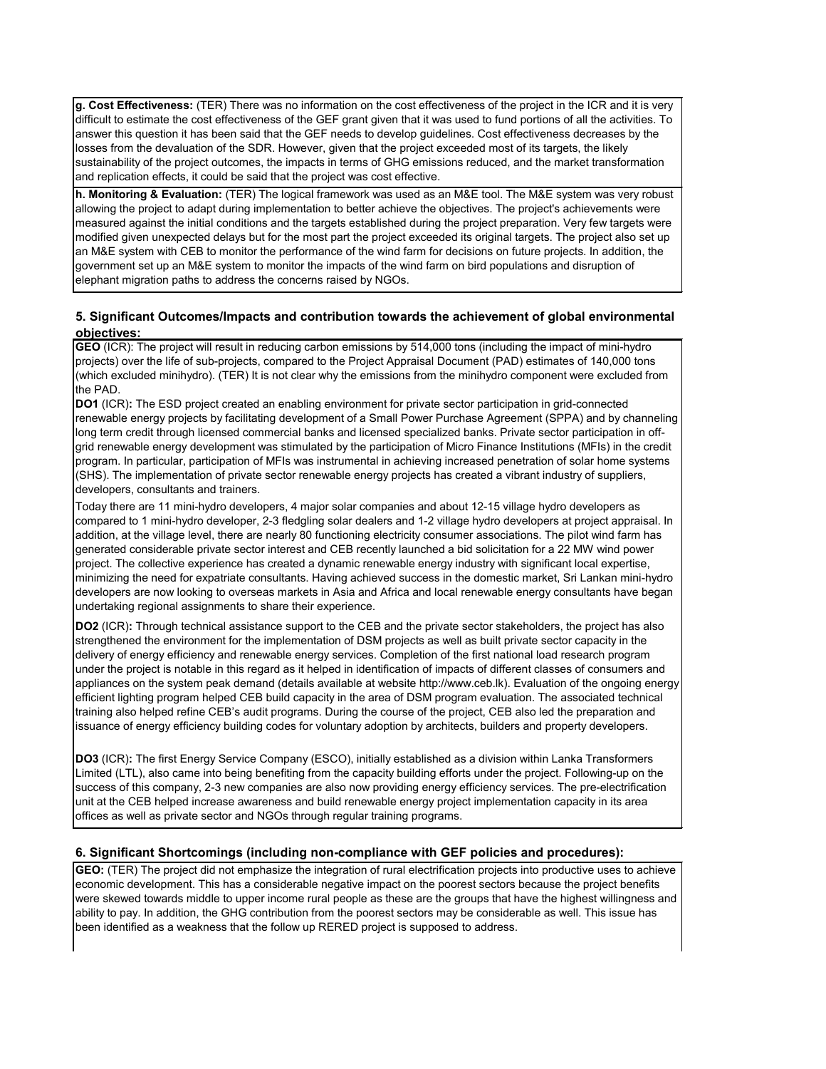**g. Cost Effectiveness:** (TER) There was no information on the cost effectiveness of the project in the ICR and it is very difficult to estimate the cost effectiveness of the GEF grant given that it was used to fund portions of all the activities. To answer this question it has been said that the GEF needs to develop guidelines. Cost effectiveness decreases by the losses from the devaluation of the SDR. However, given that the project exceeded most of its targets, the likely sustainability of the project outcomes, the impacts in terms of GHG emissions reduced, and the market transformation and replication effects, it could be said that the project was cost effective.

**h. Monitoring & Evaluation:** (TER) The logical framework was used as an M&E tool. The M&E system was very robust allowing the project to adapt during implementation to better achieve the objectives. The project's achievements were measured against the initial conditions and the targets established during the project preparation. Very few targets were modified given unexpected delays but for the most part the project exceeded its original targets. The project also set up an M&E system with CEB to monitor the performance of the wind farm for decisions on future projects. In addition, the government set up an M&E system to monitor the impacts of the wind farm on bird populations and disruption of elephant migration paths to address the concerns raised by NGOs.

## 5. Significant Outcomes/Impacts and contribution towards the achievement of global environmental objectives:

**GEO** (ICR): The project will result in reducing carbon emissions by 514,000 tons (including the impact of mini-hydro projects) over the life of sub-projects, compared to the Project Appraisal Document (PAD) estimates of 140,000 tons (which excluded minihydro). (TER) It is not clear why the emissions from the minihydro component were excluded from the PAD.

**DO1** (ICR)**:** The ESD project created an enabling environment for private sector participation in grid-connected renewable energy projects by facilitating development of a Small Power Purchase Agreement (SPPA) and by channeling long term credit through licensed commercial banks and licensed specialized banks. Private sector participation in off-grid renewable energy development was stimulated by the participation of Micro Finance Institutions (MFIs) in the credit program. In particular, participation of MFIs was instrumental in achieving increased penetration of solar home systems (SHS). The implementation of private sector renewable energy projects has created a vibrant industry of suppliers, developers, consultants and trainers.

Today there are 11 mini-hydro developers, 4 major solar companies and about 12-15 village hydro developers as compared to 1 mini-hydro developer, 2-3 fledgling solar dealers and 1-2 village hydro developers at project appraisal. In addition, at the village level, there are nearly 80 functioning electricity consumer associations. The pilot wind farm has generated considerable private sector interest and CEB recently launched a bid solicitation for a 22 MW wind power project. The collective experience has created a dynamic renewable energy industry with significant local expertise, minimizing the need for expatriate consultants. Having achieved success in the domestic market, Sri Lankan mini-hydro developers are now looking to overseas markets in Asia and Africa and local renewable energy consultants have began undertaking regional assignments to share their experience.

**DO2** (ICR)**:** Through technical assistance support to the CEB and the private sector stakeholders, the project has also strengthened the environment for the implementation of DSM projects as well as built private sector capacity in the delivery of energy efficiency and renewable energy services. Completion of the first national load research program under the project is notable in this regard as it helped in identification of impacts of different classes of consumers and appliances on the system peak demand (details available at website http://www.ceb.lk). Evaluation of the ongoing energy efficient lighting program helped CEB build capacity in the area of DSM program evaluation. The associated technical training also helped refine CEB's audit programs. During the course of the project, CEB also led the preparation and issuance of energy efficiency building codes for voluntary adoption by architects, builders and property developers.

**DO3** (ICR)**:** The first Energy Service Company (ESCO), initially established as a division within Lanka Transformers Limited (LTL), also came into being benefiting from the capacity building efforts under the project. Following-up on the success of this company, 2-3 new companies are also now providing energy efficiency services. The pre-electrification unit at the CEB helped increase awareness and build renewable energy project implementation capacity in its area offices as well as private sector and NGOs through regular training programs.

## 6. Significant Shortcomings (including non-compliance with GEF policies and procedures):

**GEO:** (TER) The project did not emphasize the integration of rural electrification projects into productive uses to achieve economic development. This has a considerable negative impact on the poorest sectors because the project benefits were skewed towards middle to upper income rural people as these are the groups that have the highest willingness and ability to pay. In addition, the GHG contribution from the poorest sectors may be considerable as well. This issue has been identified as a weakness that the follow up RERED project is supposed to address.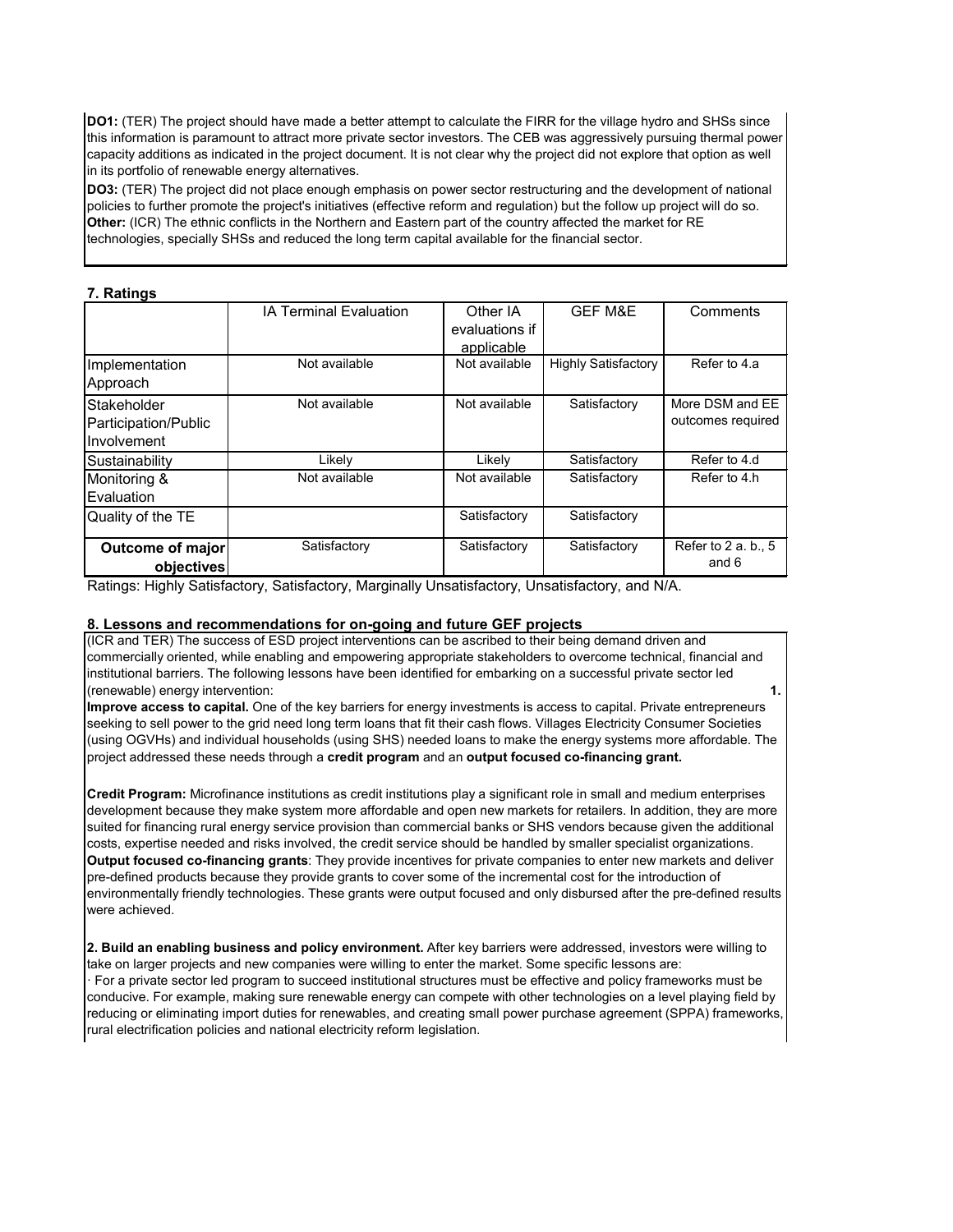**DO1:** (TER) The project should have made a better attempt to calculate the FIRR for the village hydro and SHSs since this information is paramount to attract more private sector investors. The CEB was aggressively pursuing thermal power capacity additions as indicated in the project document. It is not clear why the project did not explore that option as well in its portfolio of renewable energy alternatives.

**DO3:** (TER) The project did not place enough emphasis on power sector restructuring and the development of national policies to further promote the project's initiatives (effective reform and regulation) but the follow up project will do so.

**Other:** (ICR) The ethnic conflicts in the Northern and Eastern part of the country affected the market for RE technologies, specially SHSs and reduced the long term capital available for the financial sector.

## 7. Ratings

| | IA Terminal Evaluation | Other IA evaluations if applicable | GEF M&E | Comments |
|---|---|---|---|---|
| Implementation Approach | Not available | Not available | Highly Satisfactory | Refer to 4.a |
| Stakeholder Participation/Public Involvement | Not available | Not available | Satisfactory | More DSM and EE outcomes required |
| Sustainability | Likely | Likely | Satisfactory | Refer to 4.d |
| Monitoring & Evaluation | Not available | Not available | Satisfactory | Refer to 4.h |
| Quality of the TE | | Satisfactory | Satisfactory | |
| **Outcome of major objectives** | Satisfactory | Satisfactory | Satisfactory | Refer to 2 a. b., 5 and 6 |

Ratings: Highly Satisfactory, Satisfactory, Marginally Unsatisfactory, Unsatisfactory, and N/A.

## 8. Lessons and recommendations for on-going and future GEF projects

(ICR and TER) The success of ESD project interventions can be ascribed to their being demand driven and commercially oriented, while enabling and empowering appropriate stakeholders to overcome technical, financial and institutional barriers. The following lessons have been identified for embarking on a successful private sector led (renewable) energy intervention:

**1. Improve access to capital.** One of the key barriers for energy investments is access to capital. Private entrepreneurs seeking to sell power to the grid need long term loans that fit their cash flows. Villages Electricity Consumer Societies (using OGVHs) and individual households (using SHS) needed loans to make the energy systems more affordable. The project addressed these needs through a **credit program** and an **output focused co-financing grant.**

**Credit Program:** Microfinance institutions as credit institutions play a significant role in small and medium enterprises development because they make system more affordable and open new markets for retailers. In addition, they are more suited for financing rural energy service provision than commercial banks or SHS vendors because given the additional costs, expertise needed and risks involved, the credit service should be handled by smaller specialist organizations.

**Output focused co-financing grants**: They provide incentives for private companies to enter new markets and deliver pre-defined products because they provide grants to cover some of the incremental cost for the introduction of environmentally friendly technologies. These grants were output focused and only disbursed after the pre-defined results were achieved.

**2. Build an enabling business and policy environment.** After key barriers were addressed, investors were willing to take on larger projects and new companies were willing to enter the market. Some specific lessons are:

· For a private sector led program to succeed institutional structures must be effective and policy frameworks must be conducive. For example, making sure renewable energy can compete with other technologies on a level playing field by reducing or eliminating import duties for renewables, and creating small power purchase agreement (SPPA) frameworks, rural electrification policies and national electricity reform legislation.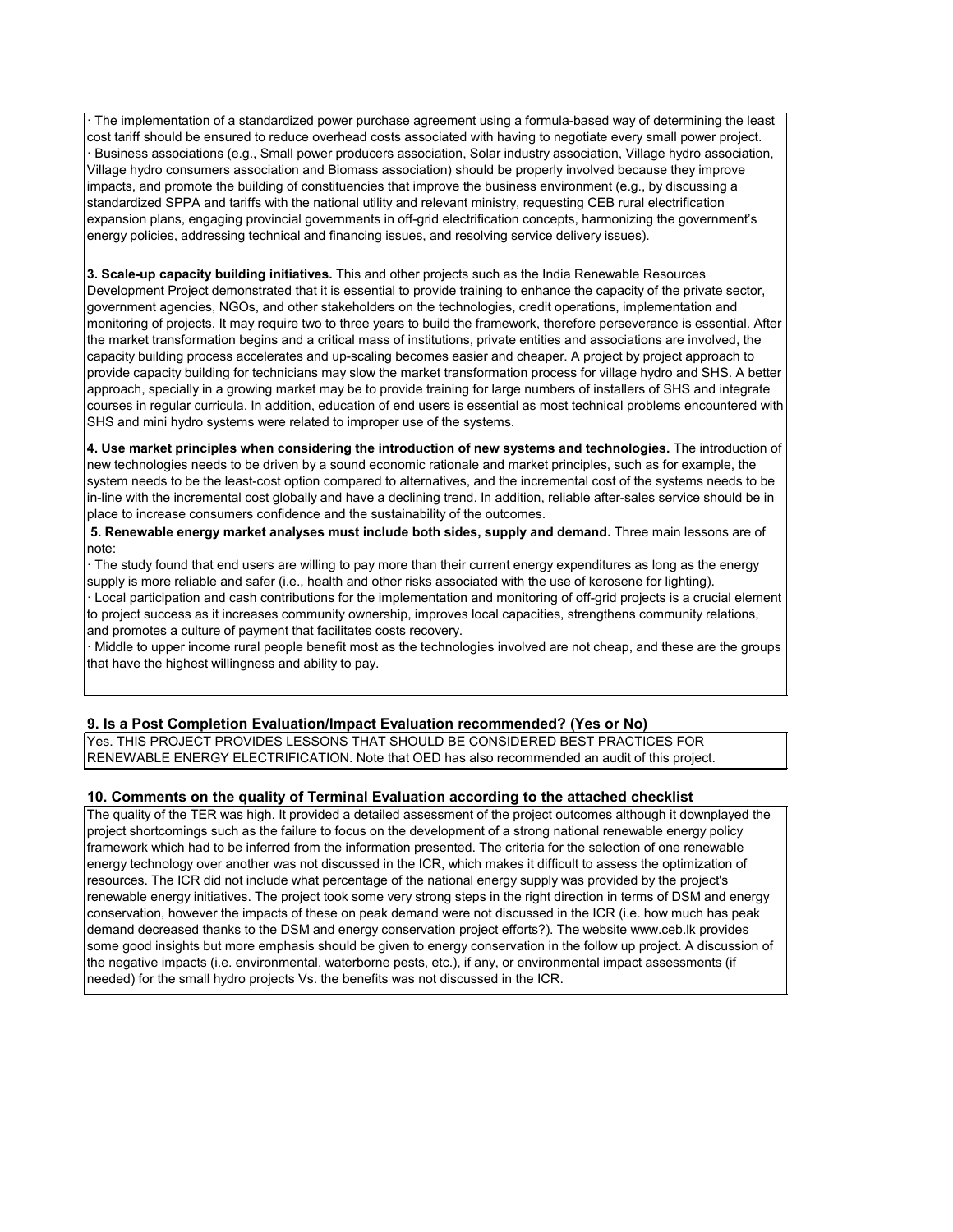· The implementation of a standardized power purchase agreement using a formula-based way of determining the least cost tariff should be ensured to reduce overhead costs associated with having to negotiate every small power project.
· Business associations (e.g., Small power producers association, Solar industry association, Village hydro association, Village hydro consumers association and Biomass association) should be properly involved because they improve impacts, and promote the building of constituencies that improve the business environment (e.g., by discussing a standardized SPPA and tariffs with the national utility and relevant ministry, requesting CEB rural electrification expansion plans, engaging provincial governments in off-grid electrification concepts, harmonizing the government's energy policies, addressing technical and financing issues, and resolving service delivery issues).

**3. Scale-up capacity building initiatives.** This and other projects such as the India Renewable Resources Development Project demonstrated that it is essential to provide training to enhance the capacity of the private sector, government agencies, NGOs, and other stakeholders on the technologies, credit operations, implementation and monitoring of projects. It may require two to three years to build the framework, therefore perseverance is essential. After the market transformation begins and a critical mass of institutions, private entities and associations are involved, the capacity building process accelerates and up-scaling becomes easier and cheaper. A project by project approach to provide capacity building for technicians may slow the market transformation process for village hydro and SHS. A better approach, specially in a growing market may be to provide training for large numbers of installers of SHS and integrate courses in regular curricula. In addition, education of end users is essential as most technical problems encountered with SHS and mini hydro systems were related to improper use of the systems.

**4. Use market principles when considering the introduction of new systems and technologies.** The introduction of new technologies needs to be driven by a sound economic rationale and market principles, such as for example, the system needs to be the least-cost option compared to alternatives, and the incremental cost of the systems needs to be in-line with the incremental cost globally and have a declining trend. In addition, reliable after-sales service should be in place to increase consumers confidence and the sustainability of the outcomes.

**5. Renewable energy market analyses must include both sides, supply and demand.** Three main lessons are of note:
· The study found that end users are willing to pay more than their current energy expenditures as long as the energy supply is more reliable and safer (i.e., health and other risks associated with the use of kerosene for lighting).
· Local participation and cash contributions for the implementation and monitoring of off-grid projects is a crucial element to project success as it increases community ownership, improves local capacities, strengthens community relations, and promotes a culture of payment that facilitates costs recovery.
· Middle to upper income rural people benefit most as the technologies involved are not cheap, and these are the groups that have the highest willingness and ability to pay.

### 9. Is a Post Completion Evaluation/Impact Evaluation recommended? (Yes or No)

Yes. THIS PROJECT PROVIDES LESSONS THAT SHOULD BE CONSIDERED BEST PRACTICES FOR RENEWABLE ENERGY ELECTRIFICATION. Note that OED has also recommended an audit of this project.

### 10. Comments on the quality of Terminal Evaluation according to the attached checklist

The quality of the TER was high. It provided a detailed assessment of the project outcomes although it downplayed the project shortcomings such as the failure to focus on the development of a strong national renewable energy policy framework which had to be inferred from the information presented. The criteria for the selection of one renewable energy technology over another was not discussed in the ICR, which makes it difficult to assess the optimization of resources. The ICR did not include what percentage of the national energy supply was provided by the project's renewable energy initiatives. The project took some very strong steps in the right direction in terms of DSM and energy conservation, however the impacts of these on peak demand were not discussed in the ICR (i.e. how much has peak demand decreased thanks to the DSM and energy conservation project efforts?). The website www.ceb.lk provides some good insights but more emphasis should be given to energy conservation in the follow up project. A discussion of the negative impacts (i.e. environmental, waterborne pests, etc.), if any, or environmental impact assessments (if needed) for the small hydro projects Vs. the benefits was not discussed in the ICR.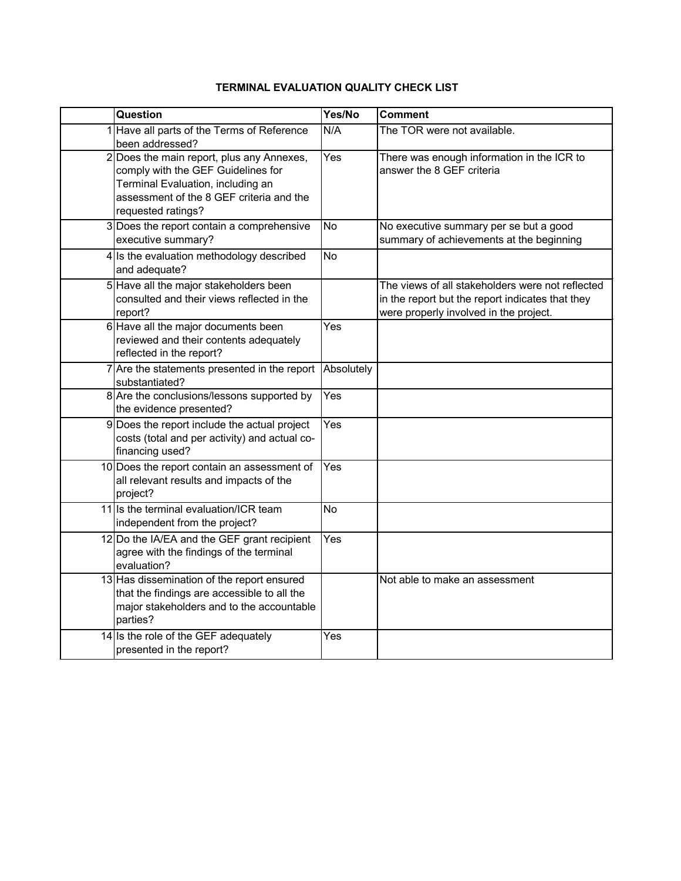**TERMINAL EVALUATION QUALITY CHECK LIST**

| | Question | Yes/No | Comment |
|---|---|---|---|
| 1 | Have all parts of the Terms of Reference been addressed? | N/A | The TOR were not available. |
| 2 | Does the main report, plus any Annexes, comply with the GEF Guidelines for Terminal Evaluation, including an assessment of the 8 GEF criteria and the requested ratings? | Yes | There was enough information in the ICR to answer the 8 GEF criteria |
| 3 | Does the report contain a comprehensive executive summary? | No | No executive summary per se but a good summary of achievements at the beginning |
| 4 | Is the evaluation methodology described and adequate? | No | |
| 5 | Have all the major stakeholders been consulted and their views reflected in the report? | | The views of all stakeholders were not reflected in the report but the report indicates that they were properly involved in the project. |
| 6 | Have all the major documents been reviewed and their contents adequately reflected in the report? | Yes | |
| 7 | Are the statements presented in the report substantiated? | Absolutely | |
| 8 | Are the conclusions/lessons supported by the evidence presented? | Yes | |
| 9 | Does the report include the actual project costs (total and per activity) and actual co-financing used? | Yes | |
| 10 | Does the report contain an assessment of all relevant results and impacts of the project? | Yes | |
| 11 | Is the terminal evaluation/ICR team independent from the project? | No | |
| 12 | Do the IA/EA and the GEF grant recipient agree with the findings of the terminal evaluation? | Yes | |
| 13 | Has dissemination of the report ensured that the findings are accessible to all the major stakeholders and to the accountable parties? | | Not able to make an assessment |
| 14 | Is the role of the GEF adequately presented in the report? | Yes | |